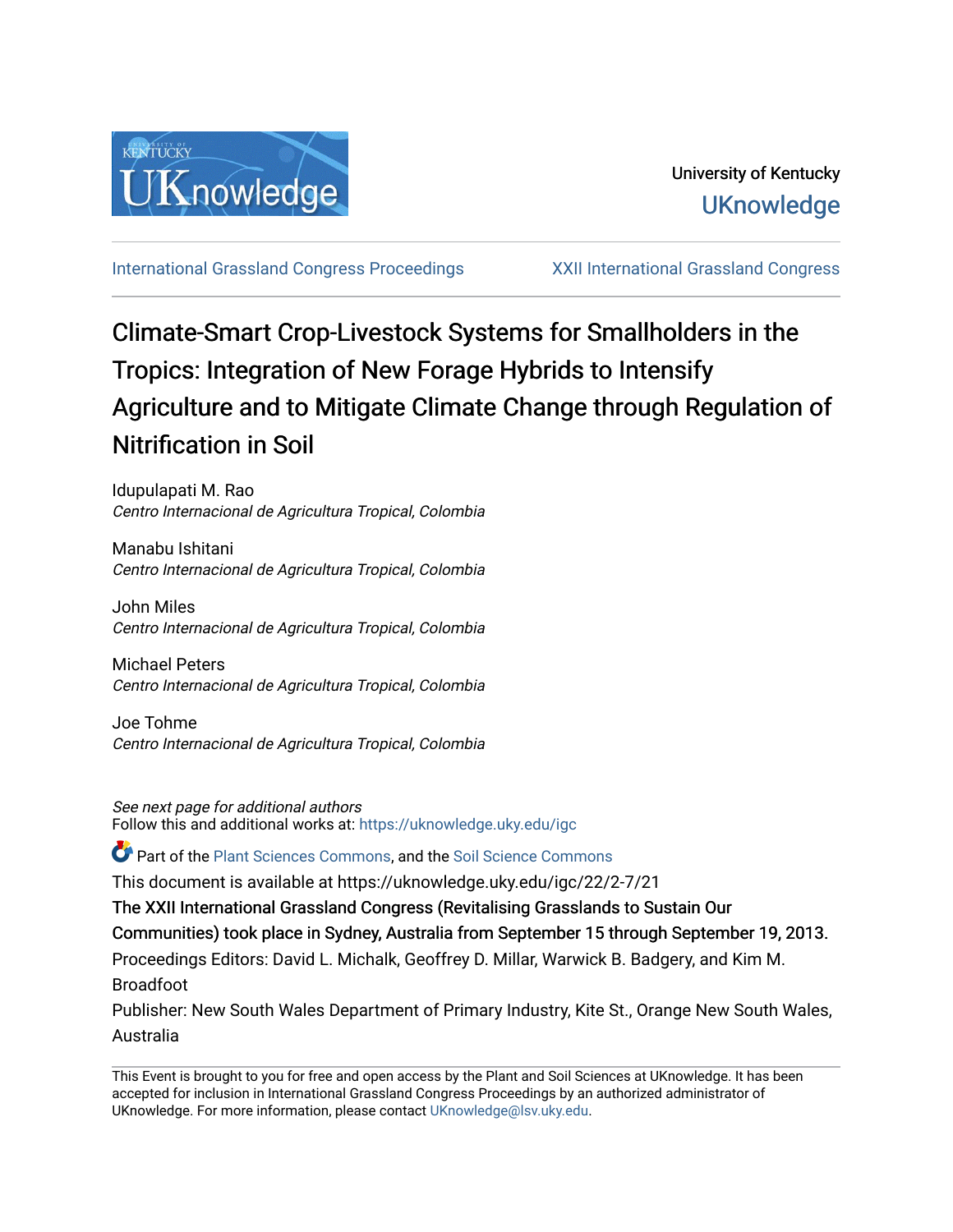University of Kentucky

UKnowledge

International Grassland Congress Proceedings | XXII International Grassland Congress

# Climate-Smart Crop-Livestock Systems for Smallholders in the Tropics: Integration of New Forage Hybrids to Intensify Agriculture and to Mitigate Climate Change through Regulation of Nitrification in Soil

Idupulapati M. Rao
*Centro Internacional de Agricultura Tropical, Colombia*

Manabu Ishitani
*Centro Internacional de Agricultura Tropical, Colombia*

John Miles
*Centro Internacional de Agricultura Tropical, Colombia*

Michael Peters
*Centro Internacional de Agricultura Tropical, Colombia*

Joe Tohme
*Centro Internacional de Agricultura Tropical, Colombia*

*See next page for additional authors*

Follow this and additional works at: https://uknowledge.uky.edu/igc

Part of the Plant Sciences Commons, and the Soil Science Commons

This document is available at https://uknowledge.uky.edu/igc/22/2-7/21

The XXII International Grassland Congress (Revitalising Grasslands to Sustain Our Communities) took place in Sydney, Australia from September 15 through September 19, 2013.

Proceedings Editors: David L. Michalk, Geoffrey D. Millar, Warwick B. Badgery, and Kim M. Broadfoot

Publisher: New South Wales Department of Primary Industry, Kite St., Orange New South Wales, Australia

This Event is brought to you for free and open access by the Plant and Soil Sciences at UKnowledge. It has been accepted for inclusion in International Grassland Congress Proceedings by an authorized administrator of UKnowledge. For more information, please contact UKnowledge@lsv.uky.edu.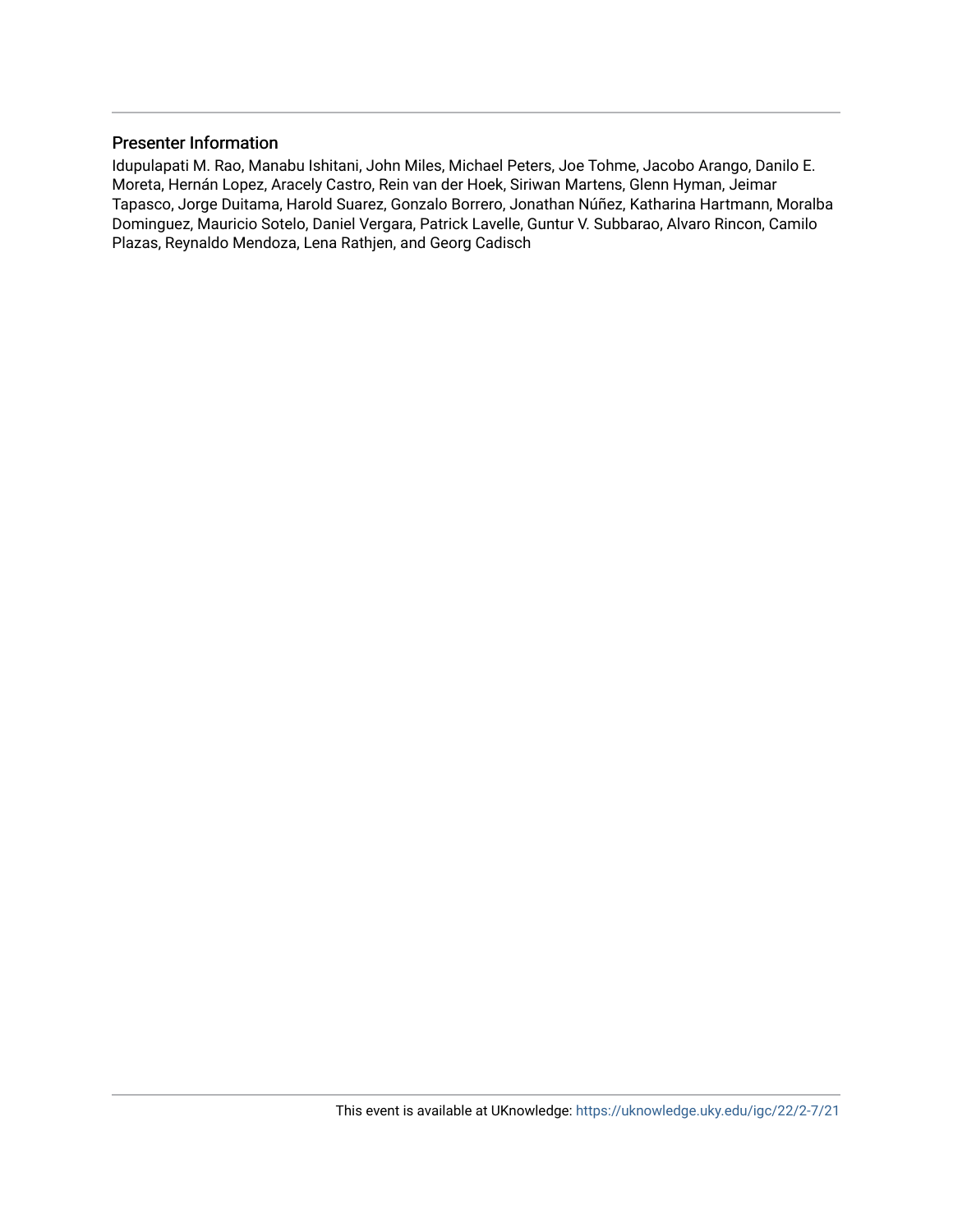## Presenter Information

Idupulapati M. Rao, Manabu Ishitani, John Miles, Michael Peters, Joe Tohme, Jacobo Arango, Danilo E. Moreta, Hernán Lopez, Aracely Castro, Rein van der Hoek, Siriwan Martens, Glenn Hyman, Jeimar Tapasco, Jorge Duitama, Harold Suarez, Gonzalo Borrero, Jonathan Núñez, Katharina Hartmann, Moralba Dominguez, Mauricio Sotelo, Daniel Vergara, Patrick Lavelle, Guntur V. Subbarao, Alvaro Rincon, Camilo Plazas, Reynaldo Mendoza, Lena Rathjen, and Georg Cadisch

This event is available at UKnowledge: https://uknowledge.uky.edu/igc/22/2-7/21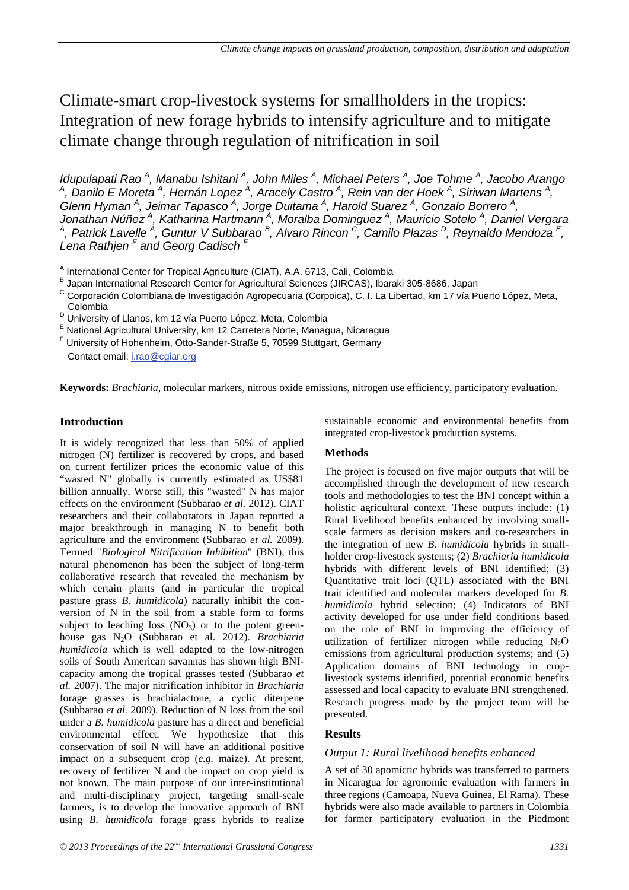# Climate-smart crop-livestock systems for smallholders in the tropics: Integration of new forage hybrids to intensify agriculture and to mitigate climate change through regulation of nitrification in soil

*Idupulapati Rao [A], Manabu Ishitani [A], John Miles [A], Michael Peters [A], Joe Tohme [A], Jacobo Arango [A], Danilo E Moreta [A], Hernán Lopez [A], Aracely Castro [A], Rein van der Hoek [A], Siriwan Martens [A], Glenn Hyman [A], Jeimar Tapasco [A], Jorge Duitama [A], Harold Suarez [A], Gonzalo Borrero [A], Jonathan Núñez [A], Katharina Hartmann [A], Moralba Dominguez [A], Mauricio Sotelo [A], Daniel Vergara [A], Patrick Lavelle [A], Guntur V Subbarao [B], Alvaro Rincon [C], Camilo Plazas [D], Reynaldo Mendoza [E], Lena Rathjen [F] and Georg Cadisch [F]*

[A] International Center for Tropical Agriculture (CIAT), A.A. 6713, Cali, Colombia
[B] Japan International Research Center for Agricultural Sciences (JIRCAS), Ibaraki 305-8686, Japan
[C] Corporación Colombiana de Investigación Agropecuaria (Corpoica), C. I. La Libertad, km 17 vía Puerto López, Meta, Colombia
[D] University of Llanos, km 12 vía Puerto López, Meta, Colombia
[E] National Agricultural University, km 12 Carretera Norte, Managua, Nicaragua
[F] University of Hohenheim, Otto-Sander-Straße 5, 70599 Stuttgart, Germany
Contact email: i.rao@cgiar.org

**Keywords:** *Brachiaria*, molecular markers, nitrous oxide emissions, nitrogen use efficiency, participatory evaluation.

## Introduction

It is widely recognized that less than 50% of applied nitrogen (N) fertilizer is recovered by crops, and based on current fertilizer prices the economic value of this "wasted N" globally is currently estimated as US$81 billion annually. Worse still, this "wasted" N has major effects on the environment (Subbarao *et al.* 2012). CIAT researchers and their collaborators in Japan reported a major breakthrough in managing N to benefit both agriculture and the environment (Subbarao *et al.* 2009). Termed "*Biological Nitrification Inhibition*" (BNI), this natural phenomenon has been the subject of long-term collaborative research that revealed the mechanism by which certain plants (and in particular the tropical pasture grass *B. humidicola*) naturally inhibit the conversion of N in the soil from a stable form to forms subject to leaching loss ($NO_3$) or to the potent greenhouse gas $N_2O$ (Subbarao et al. 2012). *Brachiaria humidicola* which is well adapted to the low-nitrogen soils of South American savannas has shown high BNI-capacity among the tropical grasses tested (Subbarao *et al.* 2007). The major nitrification inhibitor in *Brachiaria* forage grasses is brachialactone, a cyclic diterpene (Subbarao *et al.* 2009). Reduction of N loss from the soil under a *B. humidicola* pasture has a direct and beneficial environmental effect. We hypothesize that this conservation of soil N will have an additional positive impact on a subsequent crop (*e.g.* maize). At present, recovery of fertilizer N and the impact on crop yield is not known. The main purpose of our inter-institutional and multi-disciplinary project, targeting small-scale farmers, is to develop the innovative approach of BNI using *B. humidicola* forage grass hybrids to realize sustainable economic and environmental benefits from integrated crop-livestock production systems.

## Methods

The project is focused on five major outputs that will be accomplished through the development of new research tools and methodologies to test the BNI concept within a holistic agricultural context. These outputs include: (1) Rural livelihood benefits enhanced by involving small-scale farmers as decision makers and co-researchers in the integration of new *B. humidicola* hybrids in small-holder crop-livestock systems; (2) *Brachiaria humidicola* hybrids with different levels of BNI identified; (3) Quantitative trait loci (QTL) associated with the BNI trait identified and molecular markers developed for *B. humidicola* hybrid selection; (4) Indicators of BNI activity developed for use under field conditions based on the role of BNI in improving the efficiency of utilization of fertilizer nitrogen while reducing $N_2O$ emissions from agricultural production systems; and (5) Application domains of BNI technology in crop-livestock systems identified, potential economic benefits assessed and local capacity to evaluate BNI strengthened. Research progress made by the project team will be presented.

## Results

### *Output 1: Rural livelihood benefits enhanced*

A set of 30 apomictic hybrids was transferred to partners in Nicaragua for agronomic evaluation with farmers in three regions (Camoapa, Nueva Guinea, El Rama). These hybrids were also made available to partners in Colombia for farmer participatory evaluation in the Piedmont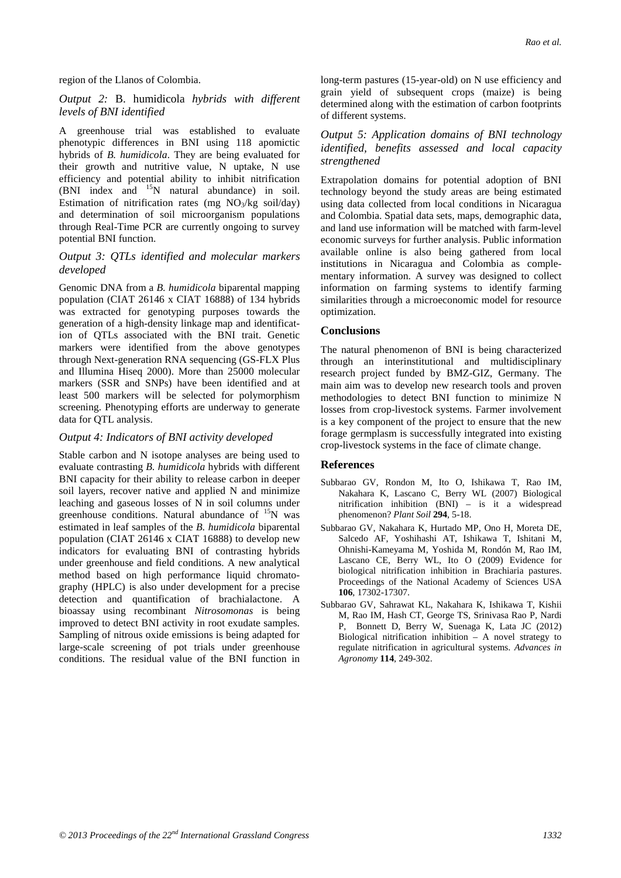region of the Llanos of Colombia.

### *Output 2:* B. humidicola *hybrids with different levels of BNI identified*

A greenhouse trial was established to evaluate phenotypic differences in BNI using 118 apomictic hybrids of *B. humidicola*. They are being evaluated for their growth and nutritive value, N uptake, N use efficiency and potential ability to inhibit nitrification (BNI index and $^{15}N$ natural abundance) in soil. Estimation of nitrification rates (mg $NO_3$/kg soil/day) and determination of soil microorganism populations through Real-Time PCR are currently ongoing to survey potential BNI function.

### *Output 3: QTLs identified and molecular markers developed*

Genomic DNA from a *B. humidicola* biparental mapping population (CIAT 26146 x CIAT 16888) of 134 hybrids was extracted for genotyping purposes towards the generation of a high-density linkage map and identification of QTLs associated with the BNI trait. Genetic markers were identified from the above genotypes through Next-generation RNA sequencing (GS-FLX Plus and Illumina Hiseq 2000). More than 25000 molecular markers (SSR and SNPs) have been identified and at least 500 markers will be selected for polymorphism screening. Phenotyping efforts are underway to generate data for QTL analysis.

### *Output 4: Indicators of BNI activity developed*

Stable carbon and N isotope analyses are being used to evaluate contrasting *B. humidicola* hybrids with different BNI capacity for their ability to release carbon in deeper soil layers, recover native and applied N and minimize leaching and gaseous losses of N in soil columns under greenhouse conditions. Natural abundance of $^{15}N$ was estimated in leaf samples of the *B. humidicola* biparental population (CIAT 26146 x CIAT 16888) to develop new indicators for evaluating BNI of contrasting hybrids under greenhouse and field conditions. A new analytical method based on high performance liquid chromatography (HPLC) is also under development for a precise detection and quantification of brachialactone. A bioassay using recombinant *Nitrosomonas* is being improved to detect BNI activity in root exudate samples. Sampling of nitrous oxide emissions is being adapted for large-scale screening of pot trials under greenhouse conditions. The residual value of the BNI function in long-term pastures (15-year-old) on N use efficiency and grain yield of subsequent crops (maize) is being determined along with the estimation of carbon footprints of different systems.

### *Output 5: Application domains of BNI technology identified, benefits assessed and local capacity strengthened*

Extrapolation domains for potential adoption of BNI technology beyond the study areas are being estimated using data collected from local conditions in Nicaragua and Colombia. Spatial data sets, maps, demographic data, and land use information will be matched with farm-level economic surveys for further analysis. Public information available online is also being gathered from local institutions in Nicaragua and Colombia as complementary information. A survey was designed to collect information on farming systems to identify farming similarities through a microeconomic model for resource optimization.

## Conclusions

The natural phenomenon of BNI is being characterized through an interinstitutional and multidisciplinary research project funded by BMZ-GIZ, Germany. The main aim was to develop new research tools and proven methodologies to detect BNI function to minimize N losses from crop-livestock systems. Farmer involvement is a key component of the project to ensure that the new forage germplasm is successfully integrated into existing crop-livestock systems in the face of climate change.

## References

Subbarao GV, Rondon M, Ito O, Ishikawa T, Rao IM, Nakahara K, Lascano C, Berry WL (2007) Biological nitrification inhibition (BNI) – is it a widespread phenomenon? *Plant Soil* **294**, 5-18.

Subbarao GV, Nakahara K, Hurtado MP, Ono H, Moreta DE, Salcedo AF, Yoshihashi AT, Ishikawa T, Ishitani M, Ohnishi-Kameyama M, Yoshida M, Rondón M, Rao IM, Lascano CE, Berry WL, Ito O (2009) Evidence for biological nitrification inhibition in Brachiaria pastures. Proceedings of the National Academy of Sciences USA **106**, 17302-17307.

Subbarao GV, Sahrawat KL, Nakahara K, Ishikawa T, Kishii M, Rao IM, Hash CT, George TS, Srinivasa Rao P, Nardi P, Bonnett D, Berry W, Suenaga K, Lata JC (2012) Biological nitrification inhibition – A novel strategy to regulate nitrification in agricultural systems. *Advances in Agronomy* **114**, 249-302.